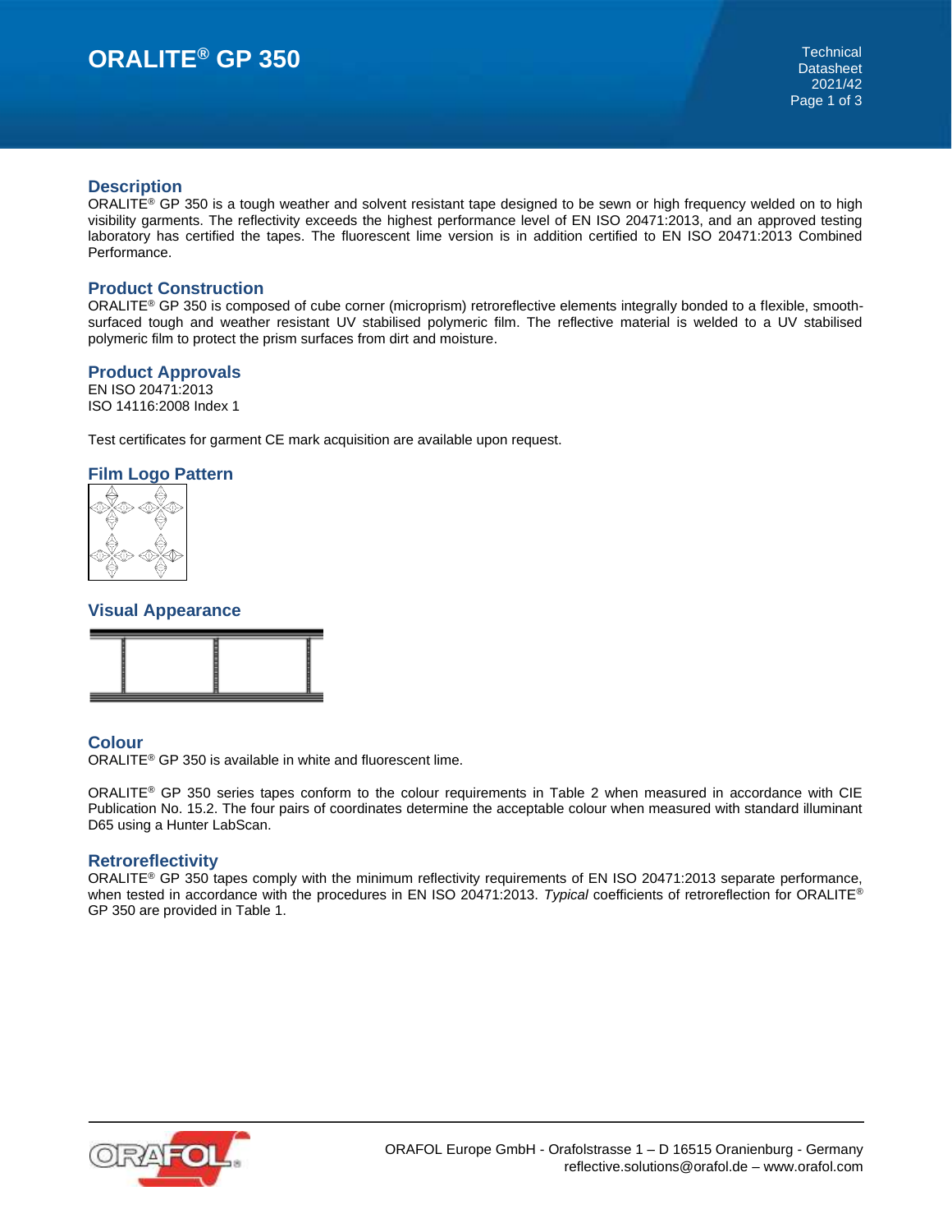# ORALITE® GP 350

Technical Datasheet
2021/42

## Description

ORALITE® GP 350 is a tough weather and solvent resistant tape designed to be sewn or high frequency welded on to high visibility garments. The reflectivity exceeds the highest performance level of EN ISO 20471:2013, and an approved testing laboratory has certified the tapes. The fluorescent lime version is in addition certified to EN ISO 20471:2013 Combined Performance.

## Product Construction

ORALITE® GP 350 is composed of cube corner (microprism) retroreflective elements integrally bonded to a flexible, smooth-surfaced tough and weather resistant UV stabilised polymeric film. The reflective material is welded to a UV stabilised polymeric film to protect the prism surfaces from dirt and moisture.

## Product Approvals

EN ISO 20471:2013
ISO 14116:2008 Index 1

Test certificates for garment CE mark acquisition are available upon request.

## Film Logo Pattern

## Visual Appearance

## Colour

ORALITE® GP 350 is available in white and fluorescent lime.

ORALITE® GP 350 series tapes conform to the colour requirements in Table 2 when measured in accordance with CIE Publication No. 15.2. The four pairs of coordinates determine the acceptable colour when measured with standard illuminant D65 using a Hunter LabScan.

## Retroreflectivity

ORALITE® GP 350 tapes comply with the minimum reflectivity requirements of EN ISO 20471:2013 separate performance, when tested in accordance with the procedures in EN ISO 20471:2013. *Typical* coefficients of retroreflection for ORALITE® GP 350 are provided in Table 1.

ORAFOL Europe GmbH - Orafolstrasse 1 – D 16515 Oranienburg - Germany
reflective.solutions@orafol.de – www.orafol.com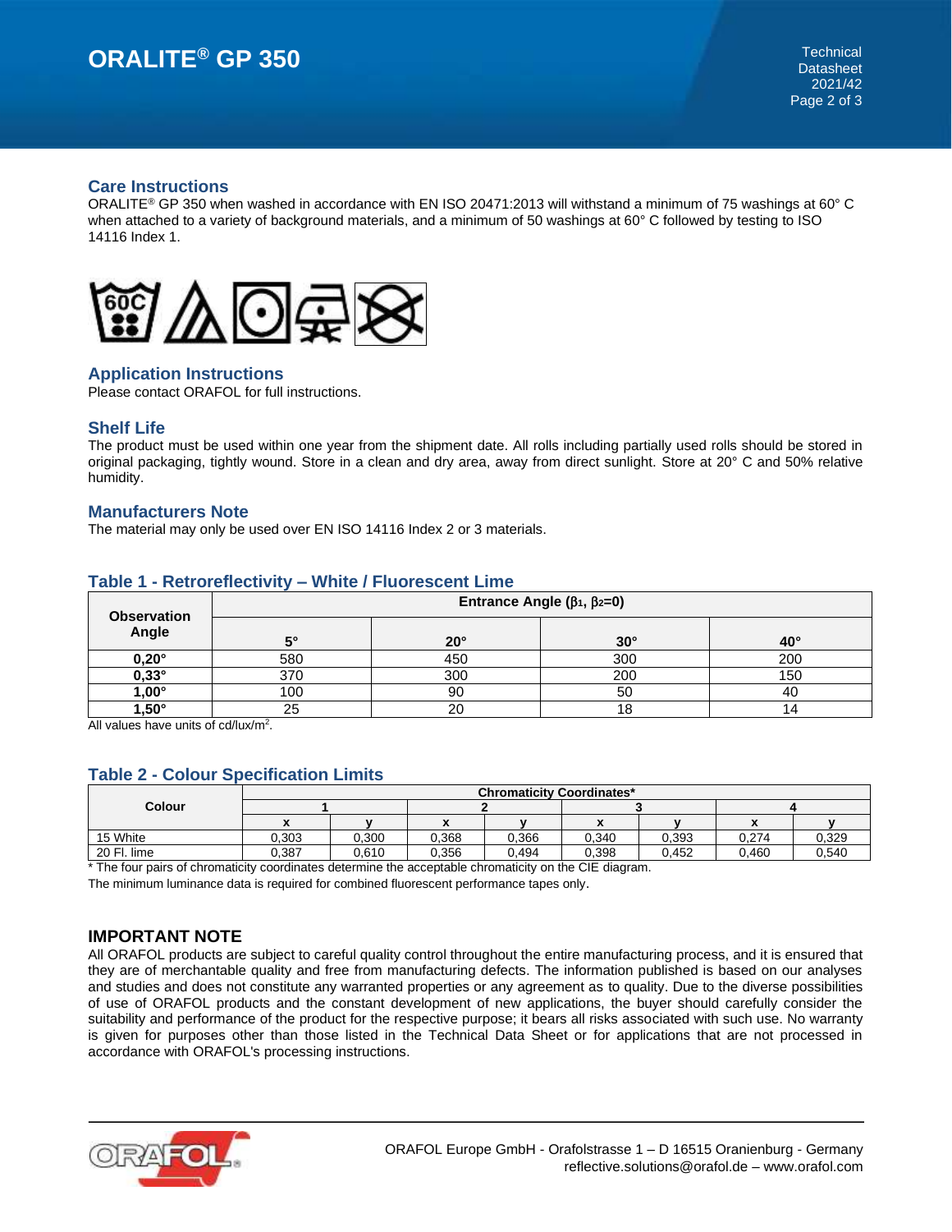## Care Instructions

ORALITE® GP 350 when washed in accordance with EN ISO 20471:2013 will withstand a minimum of 75 washings at 60° C when attached to a variety of background materials, and a minimum of 50 washings at 60° C followed by testing to ISO 14116 Index 1.

## Application Instructions

Please contact ORAFOL for full instructions.

## Shelf Life

The product must be used within one year from the shipment date. All rolls including partially used rolls should be stored in original packaging, tightly wound. Store in a clean and dry area, away from direct sunlight. Store at 20° C and 50% relative humidity.

## Manufacturers Note

The material may only be used over EN ISO 14116 Index 2 or 3 materials.

## Table 1 - Retroreflectivity – White / Fluorescent Lime

| Observation Angle | Entrance Angle ($\beta_1$, $\beta_2$=0) | | | |
|---|---|---|---|---|
| | 5° | 20° | 30° | 40° |
| **0,20°** | 580 | 450 | 300 | 200 |
| **0,33°** | 370 | 300 | 200 | 150 |
| **1,00°** | 100 | 90 | 50 | 40 |
| **1,50°** | 25 | 20 | 18 | 14 |

All values have units of cd/lux/m².

## Table 2 - Colour Specification Limits

| Colour | Chromaticity Coordinates* | | | | | | | |
|---|---|---|---|---|---|---|---|---|
| | 1 | | 2 | | 3 | | 4 | |
| | x | y | x | y | x | y | x | y |
| 15 White | 0,303 | 0,300 | 0,368 | 0,366 | 0,340 | 0,393 | 0,274 | 0,329 |
| 20 Fl. lime | 0,387 | 0,610 | 0,356 | 0,494 | 0,398 | 0,452 | 0,460 | 0,540 |

* The four pairs of chromaticity coordinates determine the acceptable chromaticity on the CIE diagram.

The minimum luminance data is required for combined fluorescent performance tapes only.

## IMPORTANT NOTE

All ORAFOL products are subject to careful quality control throughout the entire manufacturing process, and it is ensured that they are of merchantable quality and free from manufacturing defects. The information published is based on our analyses and studies and does not constitute any warranted properties or any agreement as to quality. Due to the diverse possibilities of use of ORAFOL products and the constant development of new applications, the buyer should carefully consider the suitability and performance of the product for the respective purpose; it bears all risks associated with such use. No warranty is given for purposes other than those listed in the Technical Data Sheet or for applications that are not processed in accordance with ORAFOL's processing instructions.

ORAFOL Europe GmbH - Orafolstrasse 1 – D 16515 Oranienburg - Germany
reflective.solutions@orafol.de – www.orafol.com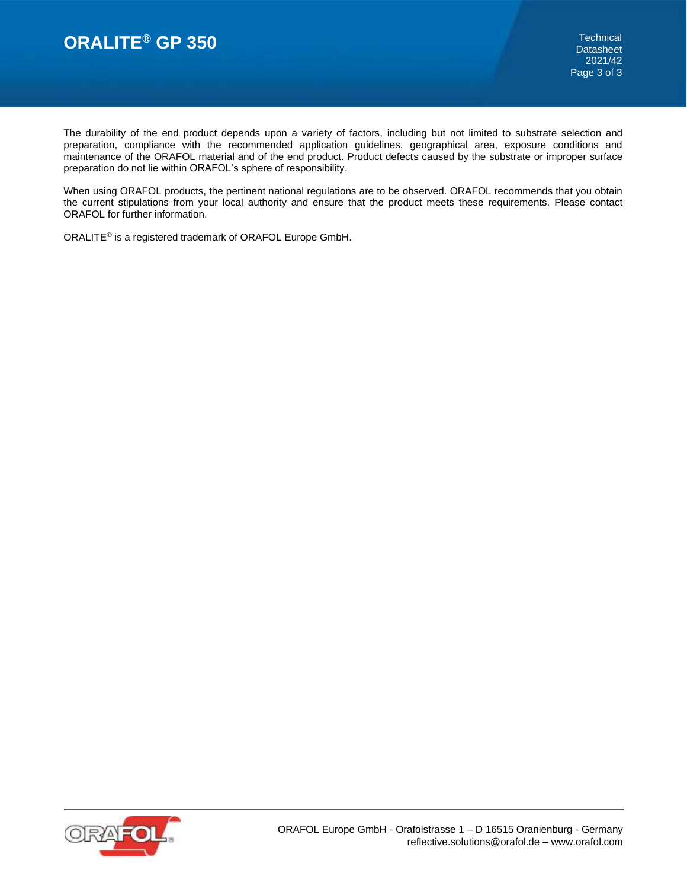The durability of the end product depends upon a variety of factors, including but not limited to substrate selection and preparation, compliance with the recommended application guidelines, geographical area, exposure conditions and maintenance of the ORAFOL material and of the end product. Product defects caused by the substrate or improper surface preparation do not lie within ORAFOL's sphere of responsibility.

When using ORAFOL products, the pertinent national regulations are to be observed. ORAFOL recommends that you obtain the current stipulations from your local authority and ensure that the product meets these requirements. Please contact ORAFOL for further information.

ORALITE® is a registered trademark of ORAFOL Europe GmbH.